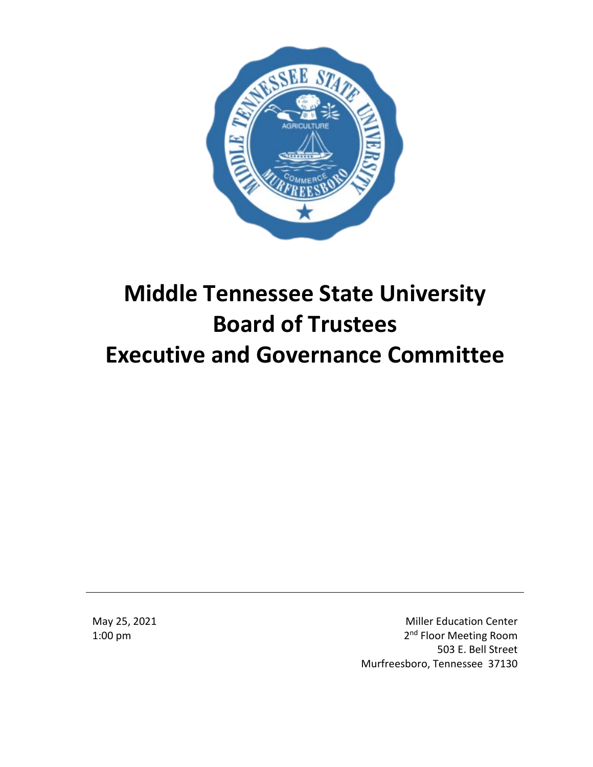# Middle Tennessee State University Board of Trustees Executive and Governance Committee

---

May 25, 2021
1:00 pm

Miller Education Center
2nd Floor Meeting Room
503 E. Bell Street
Murfreesboro, Tennessee 37130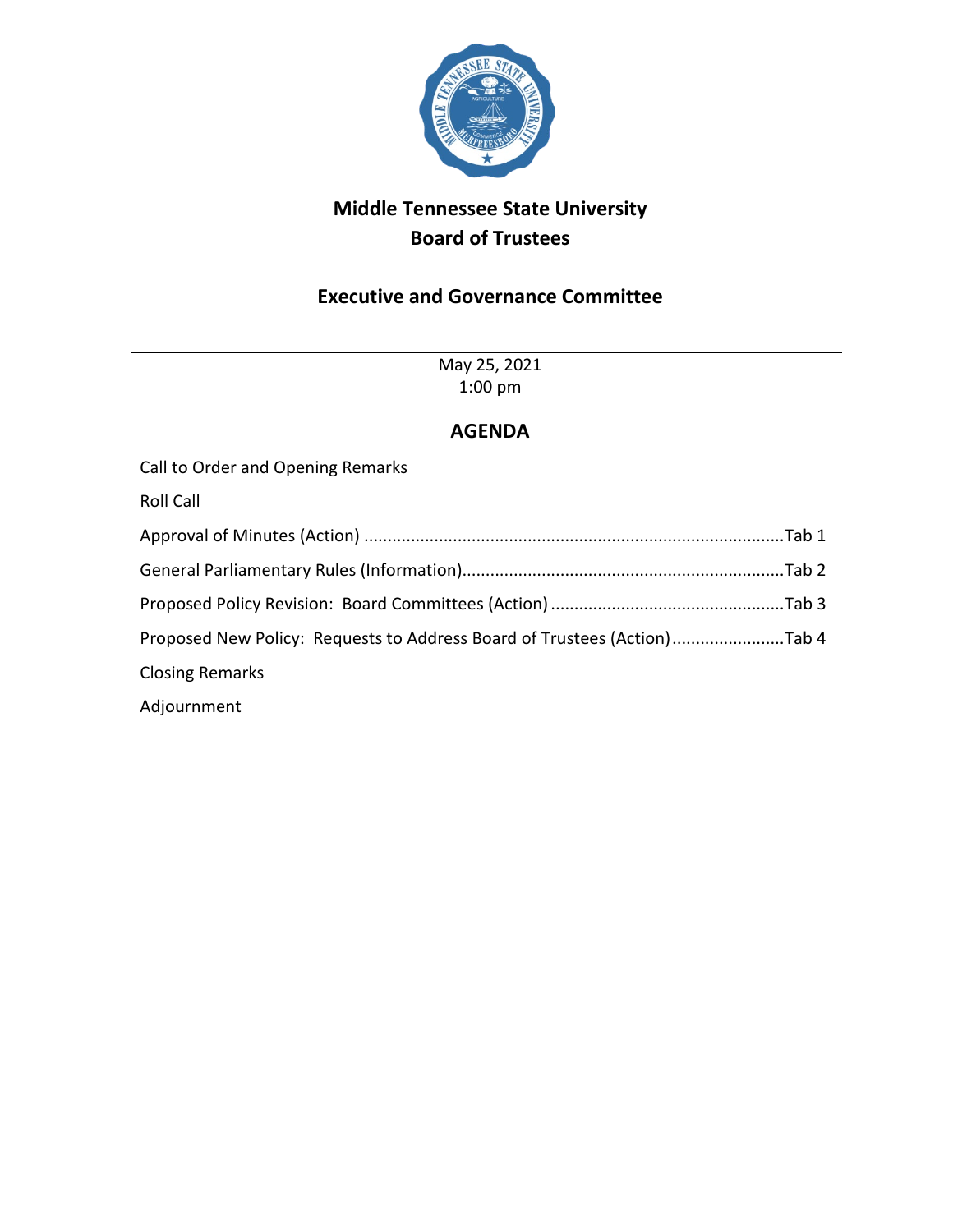# Middle Tennessee State University
# Board of Trustees

## Executive and Governance Committee

May 25, 2021
1:00 pm

## AGENDA

Call to Order and Opening Remarks

Roll Call

Approval of Minutes (Action) ........................................................................................Tab 1

General Parliamentary Rules (Information)....................................................................Tab 2

Proposed Policy Revision: Board Committees (Action) .................................................Tab 3

Proposed New Policy: Requests to Address Board of Trustees (Action)........................Tab 4

Closing Remarks

Adjournment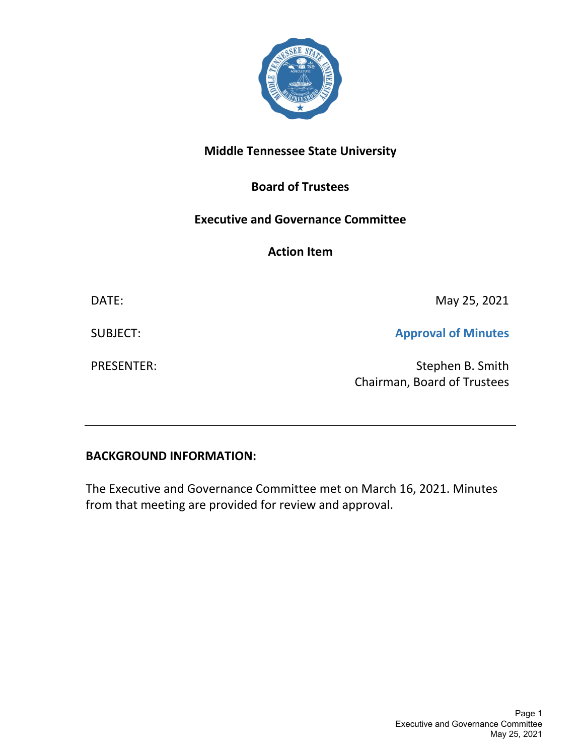**Middle Tennessee State University**

**Board of Trustees**

**Executive and Governance Committee**

**Action Item**

DATE: May 25, 2021

SUBJECT: **Approval of Minutes**

PRESENTER: Stephen B. Smith
Chairman, Board of Trustees

---

**BACKGROUND INFORMATION:**

The Executive and Governance Committee met on March 16, 2021. Minutes from that meeting are provided for review and approval.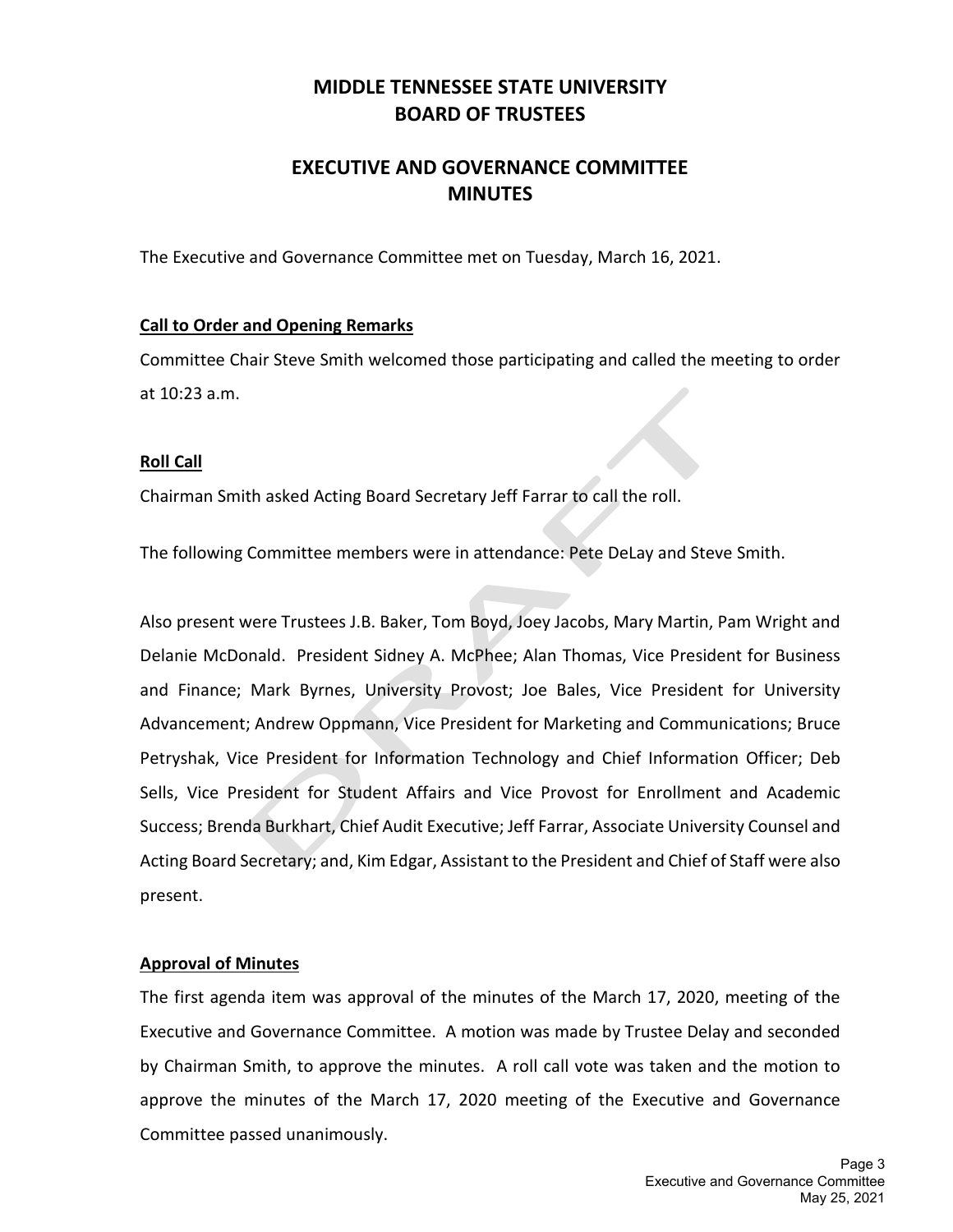# MIDDLE TENNESSEE STATE UNIVERSITY
# BOARD OF TRUSTEES

## EXECUTIVE AND GOVERNANCE COMMITTEE
## MINUTES

The Executive and Governance Committee met on Tuesday, March 16, 2021.

**Call to Order and Opening Remarks**

Committee Chair Steve Smith welcomed those participating and called the meeting to order at 10:23 a.m.

**Roll Call**

Chairman Smith asked Acting Board Secretary Jeff Farrar to call the roll.

The following Committee members were in attendance: Pete DeLay and Steve Smith.

Also present were Trustees J.B. Baker, Tom Boyd, Joey Jacobs, Mary Martin, Pam Wright and Delanie McDonald. President Sidney A. McPhee; Alan Thomas, Vice President for Business and Finance; Mark Byrnes, University Provost; Joe Bales, Vice President for University Advancement; Andrew Oppmann, Vice President for Marketing and Communications; Bruce Petryshak, Vice President for Information Technology and Chief Information Officer; Deb Sells, Vice President for Student Affairs and Vice Provost for Enrollment and Academic Success; Brenda Burkhart, Chief Audit Executive; Jeff Farrar, Associate University Counsel and Acting Board Secretary; and, Kim Edgar, Assistant to the President and Chief of Staff were also present.

**Approval of Minutes**

The first agenda item was approval of the minutes of the March 17, 2020, meeting of the Executive and Governance Committee. A motion was made by Trustee Delay and seconded by Chairman Smith, to approve the minutes. A roll call vote was taken and the motion to approve the minutes of the March 17, 2020 meeting of the Executive and Governance Committee passed unanimously.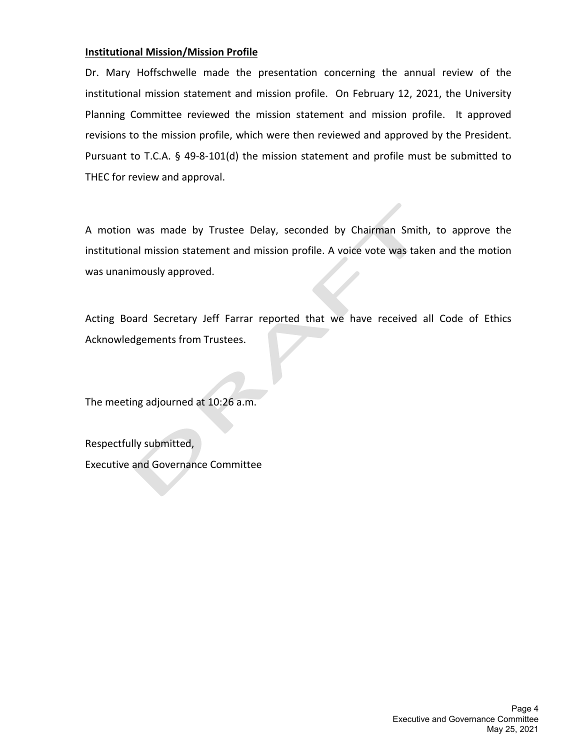**Institutional Mission/Mission Profile**

Dr. Mary Hoffschwelle made the presentation concerning the annual review of the institutional mission statement and mission profile. On February 12, 2021, the University Planning Committee reviewed the mission statement and mission profile. It approved revisions to the mission profile, which were then reviewed and approved by the President. Pursuant to T.C.A. § 49-8-101(d) the mission statement and profile must be submitted to THEC for review and approval.

A motion was made by Trustee Delay, seconded by Chairman Smith, to approve the institutional mission statement and mission profile. A voice vote was taken and the motion was unanimously approved.

Acting Board Secretary Jeff Farrar reported that we have received all Code of Ethics Acknowledgements from Trustees.

The meeting adjourned at 10:26 a.m.

Respectfully submitted,
Executive and Governance Committee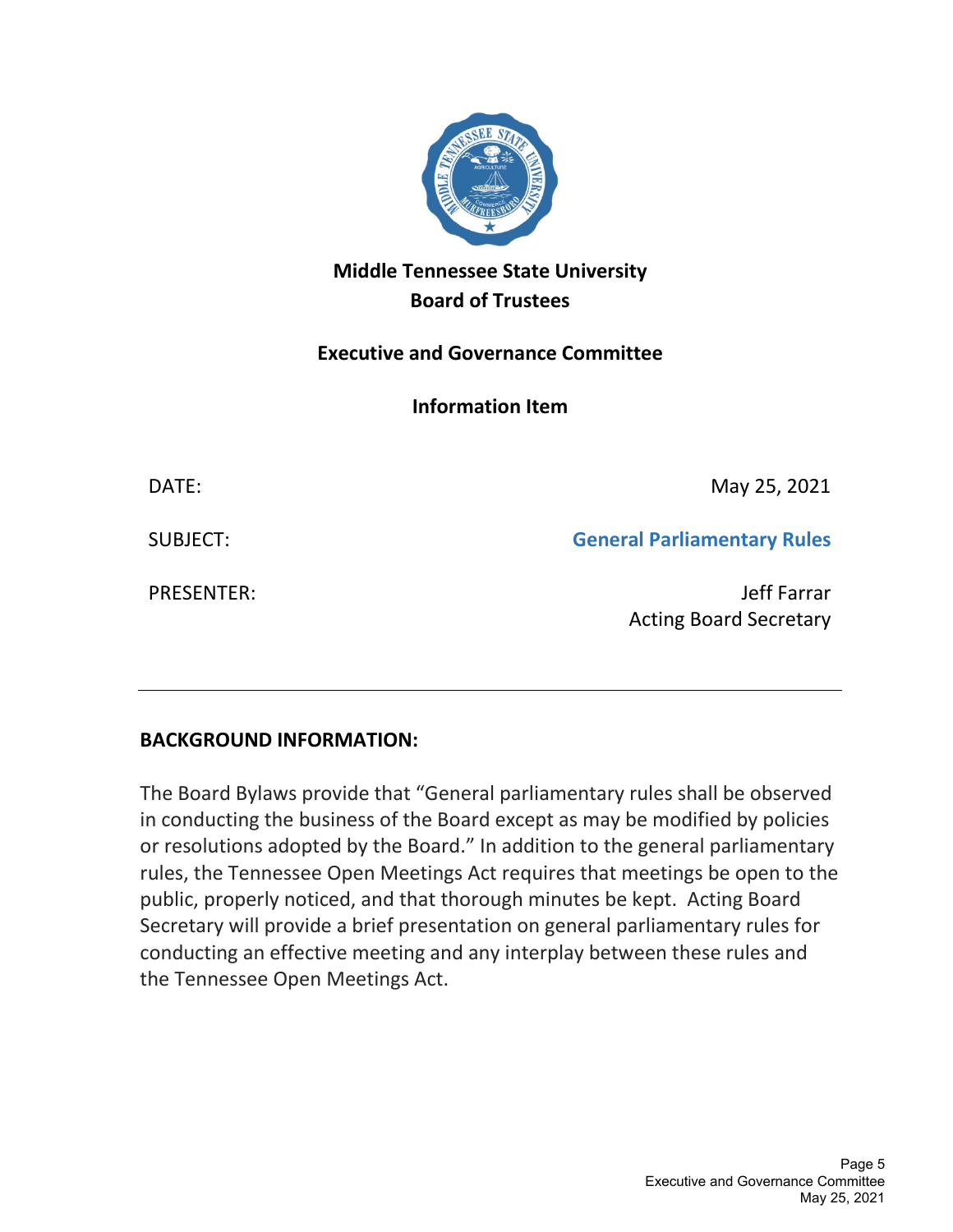**Middle Tennessee State University**
**Board of Trustees**

**Executive and Governance Committee**

**Information Item**

| | |
|---|---|
| DATE: | May 25, 2021 |
| SUBJECT: | **General Parliamentary Rules** |
| PRESENTER: | Jeff Farrar<br>Acting Board Secretary |

---

## BACKGROUND INFORMATION:

The Board Bylaws provide that "General parliamentary rules shall be observed in conducting the business of the Board except as may be modified by policies or resolutions adopted by the Board." In addition to the general parliamentary rules, the Tennessee Open Meetings Act requires that meetings be open to the public, properly noticed, and that thorough minutes be kept. Acting Board Secretary will provide a brief presentation on general parliamentary rules for conducting an effective meeting and any interplay between these rules and the Tennessee Open Meetings Act.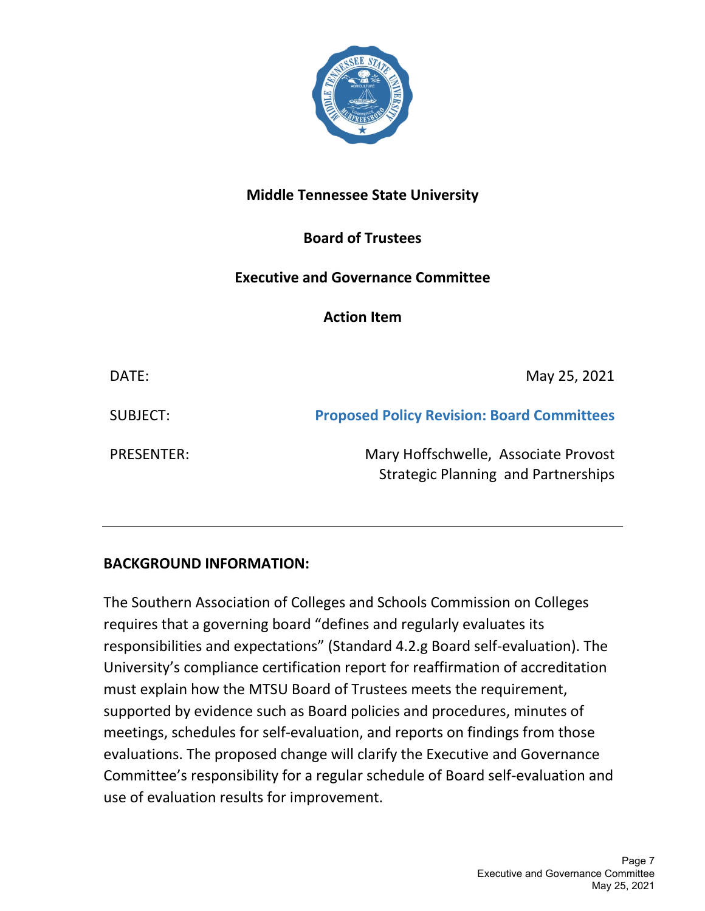**Middle Tennessee State University**

**Board of Trustees**

**Executive and Governance Committee**

**Action Item**

| | |
|---|---|
| DATE: | May 25, 2021 |
| SUBJECT: | **Proposed Policy Revision: Board Committees** |
| PRESENTER: | Mary Hoffschwelle, Associate Provost Strategic Planning and Partnerships |

---

**BACKGROUND INFORMATION:**

The Southern Association of Colleges and Schools Commission on Colleges requires that a governing board "defines and regularly evaluates its responsibilities and expectations" (Standard 4.2.g Board self-evaluation). The University's compliance certification report for reaffirmation of accreditation must explain how the MTSU Board of Trustees meets the requirement, supported by evidence such as Board policies and procedures, minutes of meetings, schedules for self-evaluation, and reports on findings from those evaluations. The proposed change will clarify the Executive and Governance Committee's responsibility for a regular schedule of Board self-evaluation and use of evaluation results for improvement.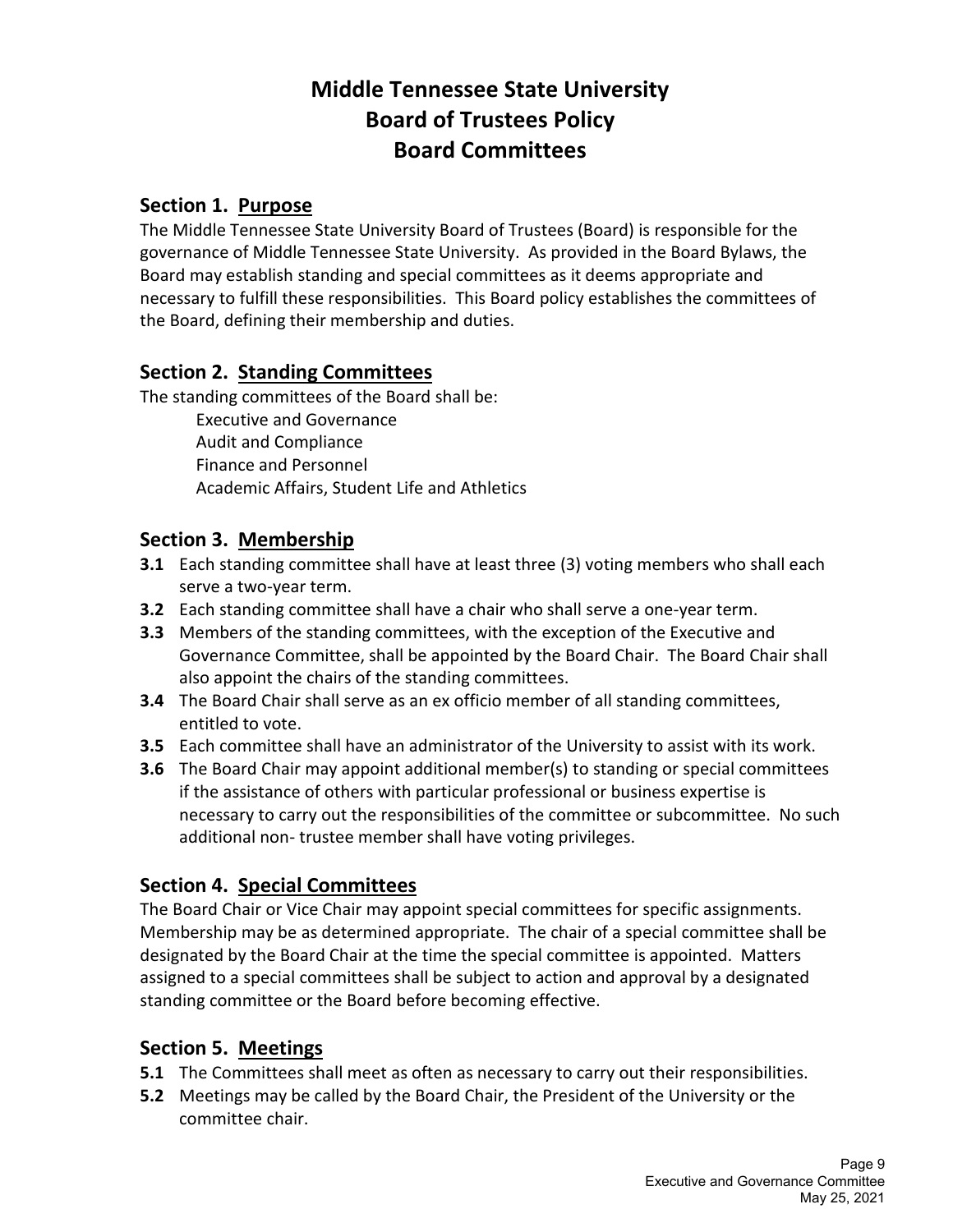# Middle Tennessee State University
# Board of Trustees Policy
# Board Committees

## Section 1. Purpose

The Middle Tennessee State University Board of Trustees (Board) is responsible for the governance of Middle Tennessee State University. As provided in the Board Bylaws, the Board may establish standing and special committees as it deems appropriate and necessary to fulfill these responsibilities. This Board policy establishes the committees of the Board, defining their membership and duties.

## Section 2. Standing Committees

The standing committees of the Board shall be:

- Executive and Governance
- Audit and Compliance
- Finance and Personnel
- Academic Affairs, Student Life and Athletics

## Section 3. Membership

**3.1** Each standing committee shall have at least three (3) voting members who shall each serve a two-year term.

**3.2** Each standing committee shall have a chair who shall serve a one-year term.

**3.3** Members of the standing committees, with the exception of the Executive and Governance Committee, shall be appointed by the Board Chair. The Board Chair shall also appoint the chairs of the standing committees.

**3.4** The Board Chair shall serve as an ex officio member of all standing committees, entitled to vote.

**3.5** Each committee shall have an administrator of the University to assist with its work.

**3.6** The Board Chair may appoint additional member(s) to standing or special committees if the assistance of others with particular professional or business expertise is necessary to carry out the responsibilities of the committee or subcommittee. No such additional non- trustee member shall have voting privileges.

## Section 4. Special Committees

The Board Chair or Vice Chair may appoint special committees for specific assignments. Membership may be as determined appropriate. The chair of a special committee shall be designated by the Board Chair at the time the special committee is appointed. Matters assigned to a special committees shall be subject to action and approval by a designated standing committee or the Board before becoming effective.

## Section 5. Meetings

**5.1** The Committees shall meet as often as necessary to carry out their responsibilities.

**5.2** Meetings may be called by the Board Chair, the President of the University or the committee chair.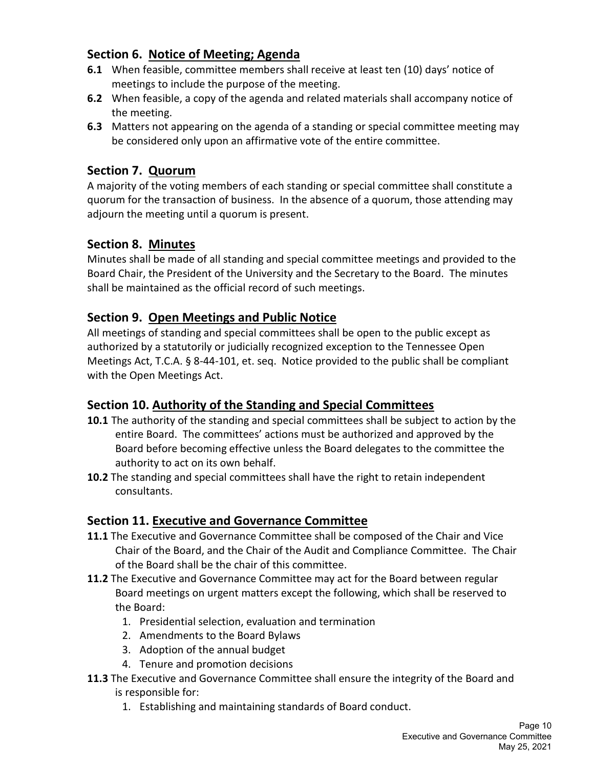## Section 6. Notice of Meeting; Agenda

**6.1** When feasible, committee members shall receive at least ten (10) days' notice of meetings to include the purpose of the meeting.

**6.2** When feasible, a copy of the agenda and related materials shall accompany notice of the meeting.

**6.3** Matters not appearing on the agenda of a standing or special committee meeting may be considered only upon an affirmative vote of the entire committee.

## Section 7. Quorum

A majority of the voting members of each standing or special committee shall constitute a quorum for the transaction of business. In the absence of a quorum, those attending may adjourn the meeting until a quorum is present.

## Section 8. Minutes

Minutes shall be made of all standing and special committee meetings and provided to the Board Chair, the President of the University and the Secretary to the Board. The minutes shall be maintained as the official record of such meetings.

## Section 9. Open Meetings and Public Notice

All meetings of standing and special committees shall be open to the public except as authorized by a statutorily or judicially recognized exception to the Tennessee Open Meetings Act, T.C.A. § 8-44-101, et. seq. Notice provided to the public shall be compliant with the Open Meetings Act.

## Section 10. Authority of the Standing and Special Committees

**10.1** The authority of the standing and special committees shall be subject to action by the entire Board. The committees' actions must be authorized and approved by the Board before becoming effective unless the Board delegates to the committee the authority to act on its own behalf.

**10.2** The standing and special committees shall have the right to retain independent consultants.

## Section 11. Executive and Governance Committee

**11.1** The Executive and Governance Committee shall be composed of the Chair and Vice Chair of the Board, and the Chair of the Audit and Compliance Committee. The Chair of the Board shall be the chair of this committee.

**11.2** The Executive and Governance Committee may act for the Board between regular Board meetings on urgent matters except the following, which shall be reserved to the Board:

1. Presidential selection, evaluation and termination
2. Amendments to the Board Bylaws
3. Adoption of the annual budget
4. Tenure and promotion decisions

**11.3** The Executive and Governance Committee shall ensure the integrity of the Board and is responsible for:

1. Establishing and maintaining standards of Board conduct.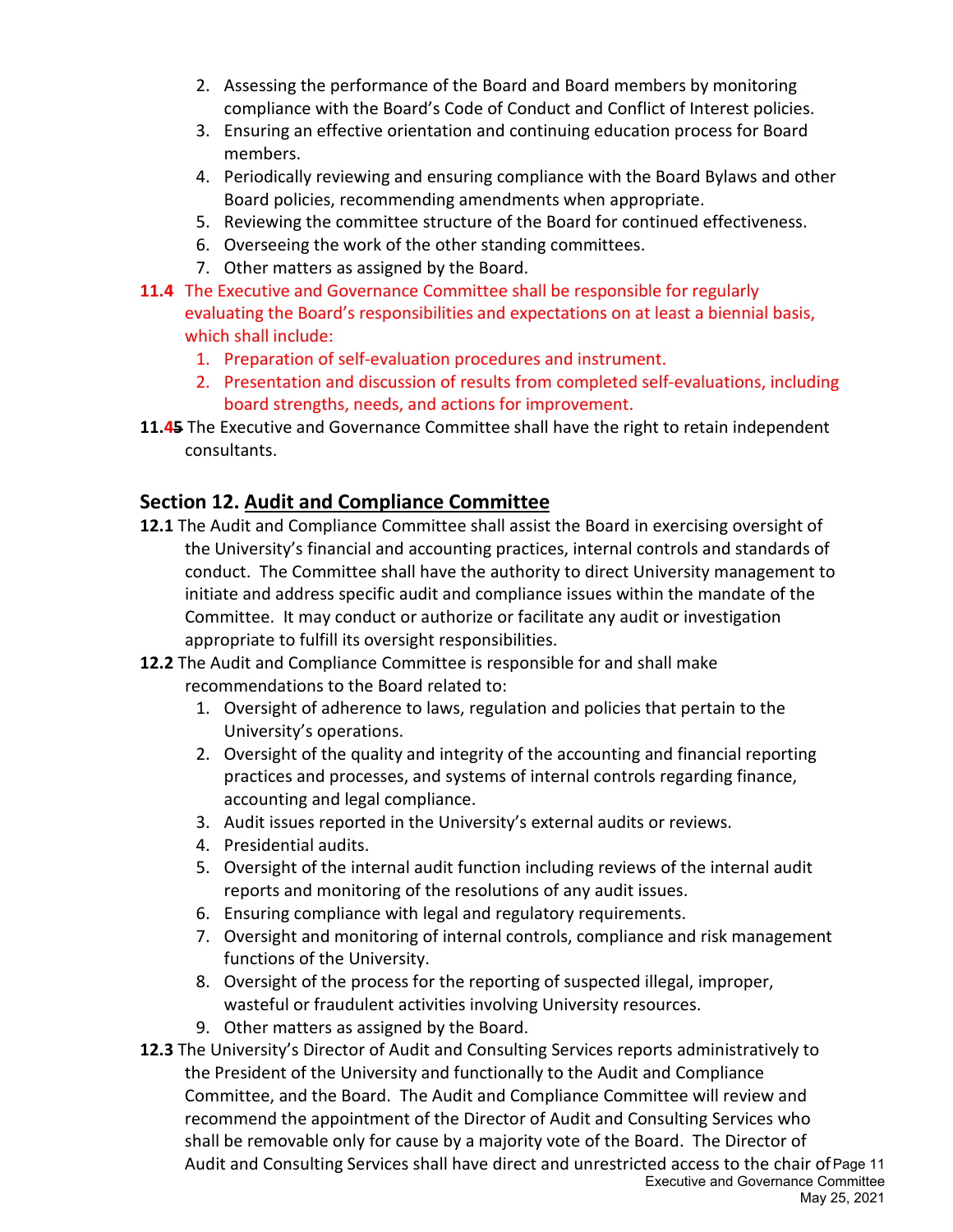2. Assessing the performance of the Board and Board members by monitoring compliance with the Board's Code of Conduct and Conflict of Interest policies.
3. Ensuring an effective orientation and continuing education process for Board members.
4. Periodically reviewing and ensuring compliance with the Board Bylaws and other Board policies, recommending amendments when appropriate.
5. Reviewing the committee structure of the Board for continued effectiveness.
6. Overseeing the work of the other standing committees.
7. Other matters as assigned by the Board.

**11.4** The Executive and Governance Committee shall be responsible for regularly evaluating the Board's responsibilities and expectations on at least a biennial basis, which shall include:

1. Preparation of self-evaluation procedures and instrument.
2. Presentation and discussion of results from completed self-evaluations, including board strengths, needs, and actions for improvement.

**11.4~~5~~** The Executive and Governance Committee shall have the right to retain independent consultants.

## Section 12. Audit and Compliance Committee

**12.1** The Audit and Compliance Committee shall assist the Board in exercising oversight of the University's financial and accounting practices, internal controls and standards of conduct. The Committee shall have the authority to direct University management to initiate and address specific audit and compliance issues within the mandate of the Committee. It may conduct or authorize or facilitate any audit or investigation appropriate to fulfill its oversight responsibilities.

**12.2** The Audit and Compliance Committee is responsible for and shall make recommendations to the Board related to:

1. Oversight of adherence to laws, regulation and policies that pertain to the University's operations.
2. Oversight of the quality and integrity of the accounting and financial reporting practices and processes, and systems of internal controls regarding finance, accounting and legal compliance.
3. Audit issues reported in the University's external audits or reviews.
4. Presidential audits.
5. Oversight of the internal audit function including reviews of the internal audit reports and monitoring of the resolutions of any audit issues.
6. Ensuring compliance with legal and regulatory requirements.
7. Oversight and monitoring of internal controls, compliance and risk management functions of the University.
8. Oversight of the process for the reporting of suspected illegal, improper, wasteful or fraudulent activities involving University resources.
9. Other matters as assigned by the Board.

**12.3** The University's Director of Audit and Consulting Services reports administratively to the President of the University and functionally to the Audit and Compliance Committee, and the Board. The Audit and Compliance Committee will review and recommend the appointment of the Director of Audit and Consulting Services who shall be removable only for cause by a majority vote of the Board. The Director of Audit and Consulting Services shall have direct and unrestricted access to the chair of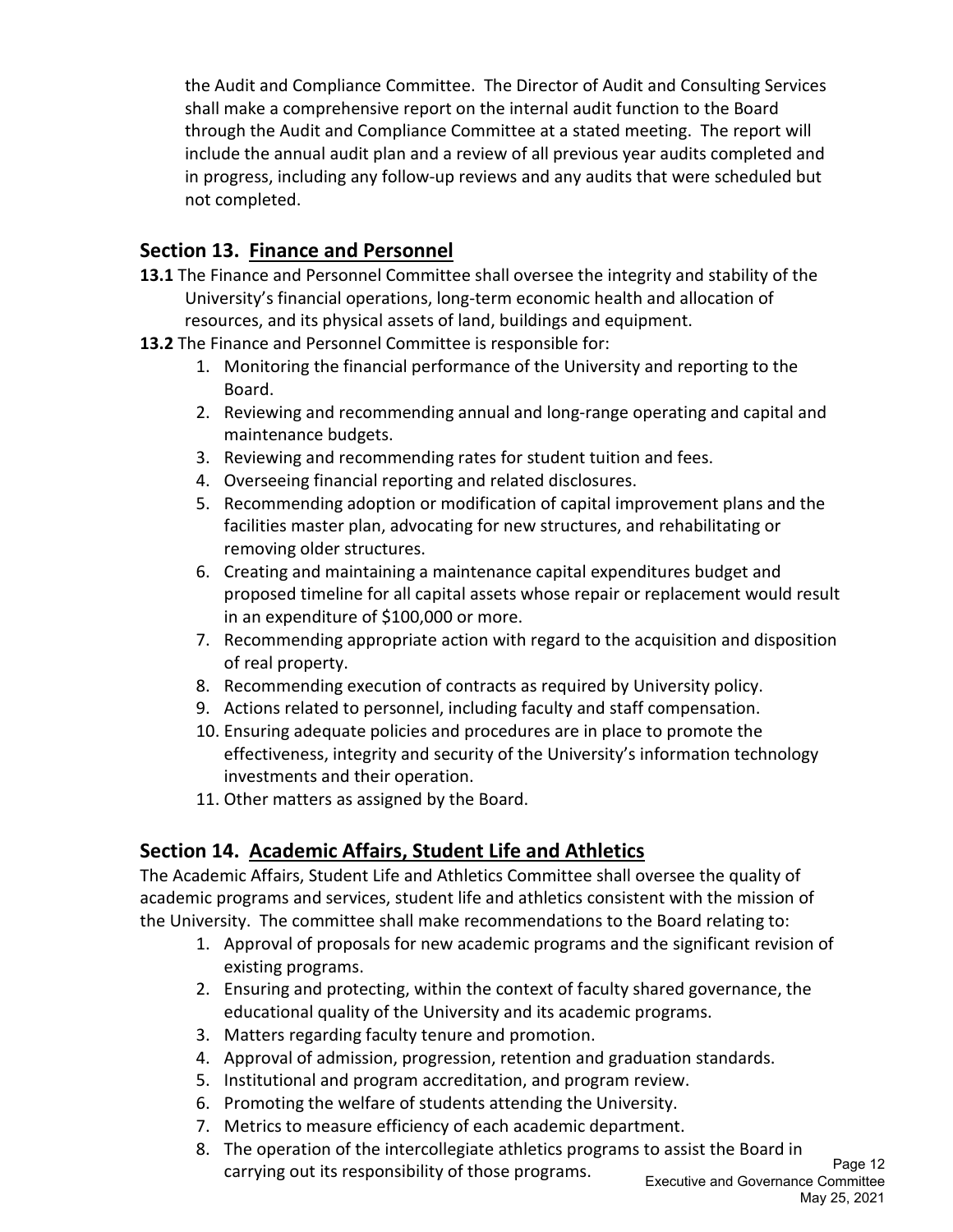the Audit and Compliance Committee. The Director of Audit and Consulting Services shall make a comprehensive report on the internal audit function to the Board through the Audit and Compliance Committee at a stated meeting. The report will include the annual audit plan and a review of all previous year audits completed and in progress, including any follow-up reviews and any audits that were scheduled but not completed.

## Section 13. Finance and Personnel

**13.1** The Finance and Personnel Committee shall oversee the integrity and stability of the University's financial operations, long-term economic health and allocation of resources, and its physical assets of land, buildings and equipment.

**13.2** The Finance and Personnel Committee is responsible for:

1. Monitoring the financial performance of the University and reporting to the Board.
2. Reviewing and recommending annual and long-range operating and capital and maintenance budgets.
3. Reviewing and recommending rates for student tuition and fees.
4. Overseeing financial reporting and related disclosures.
5. Recommending adoption or modification of capital improvement plans and the facilities master plan, advocating for new structures, and rehabilitating or removing older structures.
6. Creating and maintaining a maintenance capital expenditures budget and proposed timeline for all capital assets whose repair or replacement would result in an expenditure of $100,000 or more.
7. Recommending appropriate action with regard to the acquisition and disposition of real property.
8. Recommending execution of contracts as required by University policy.
9. Actions related to personnel, including faculty and staff compensation.
10. Ensuring adequate policies and procedures are in place to promote the effectiveness, integrity and security of the University's information technology investments and their operation.
11. Other matters as assigned by the Board.

## Section 14. Academic Affairs, Student Life and Athletics

The Academic Affairs, Student Life and Athletics Committee shall oversee the quality of academic programs and services, student life and athletics consistent with the mission of the University. The committee shall make recommendations to the Board relating to:

1. Approval of proposals for new academic programs and the significant revision of existing programs.
2. Ensuring and protecting, within the context of faculty shared governance, the educational quality of the University and its academic programs.
3. Matters regarding faculty tenure and promotion.
4. Approval of admission, progression, retention and graduation standards.
5. Institutional and program accreditation, and program review.
6. Promoting the welfare of students attending the University.
7. Metrics to measure efficiency of each academic department.
8. The operation of the intercollegiate athletics programs to assist the Board in carrying out its responsibility of those programs.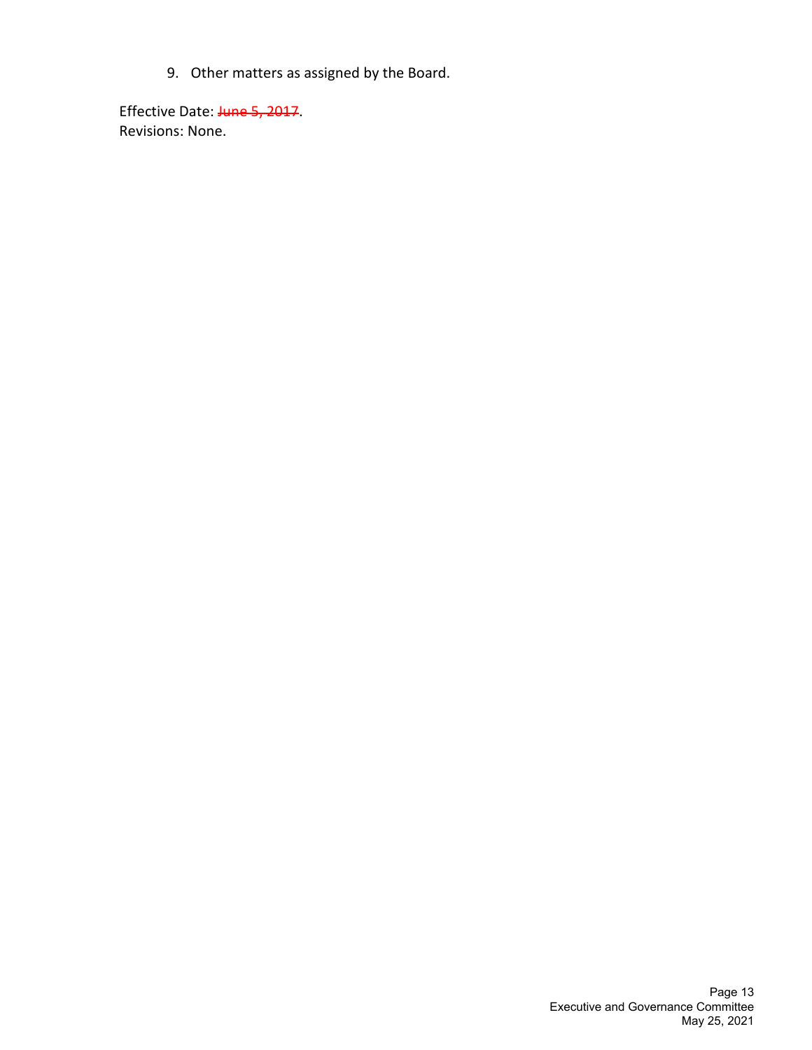9. Other matters as assigned by the Board.

Effective Date: ~~June 5, 2017~~.
Revisions: None.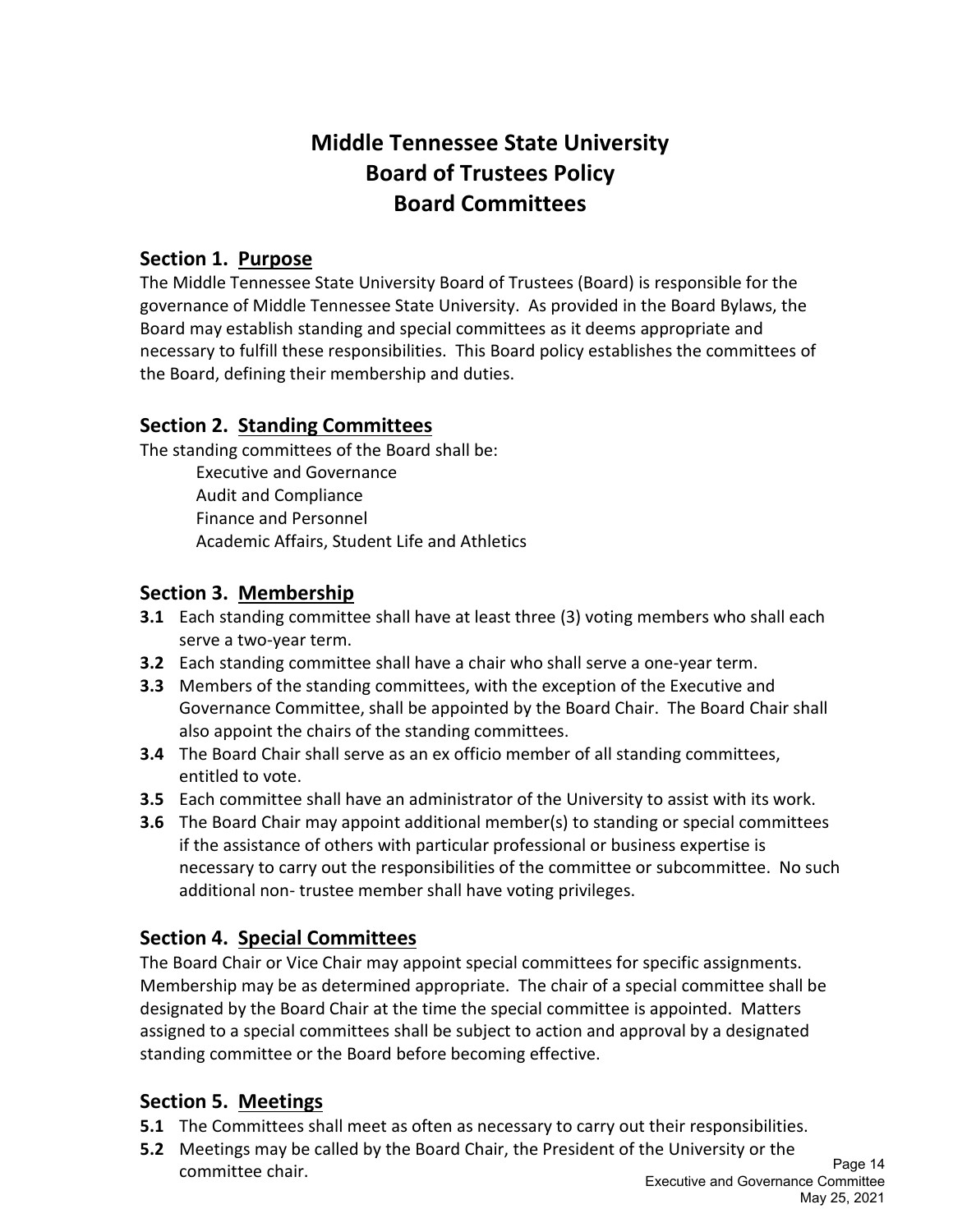# Middle Tennessee State University
# Board of Trustees Policy
# Board Committees

## Section 1. Purpose

The Middle Tennessee State University Board of Trustees (Board) is responsible for the governance of Middle Tennessee State University. As provided in the Board Bylaws, the Board may establish standing and special committees as it deems appropriate and necessary to fulfill these responsibilities. This Board policy establishes the committees of the Board, defining their membership and duties.

## Section 2. Standing Committees

The standing committees of the Board shall be:

- Executive and Governance
- Audit and Compliance
- Finance and Personnel
- Academic Affairs, Student Life and Athletics

## Section 3. Membership

**3.1** Each standing committee shall have at least three (3) voting members who shall each serve a two-year term.

**3.2** Each standing committee shall have a chair who shall serve a one-year term.

**3.3** Members of the standing committees, with the exception of the Executive and Governance Committee, shall be appointed by the Board Chair. The Board Chair shall also appoint the chairs of the standing committees.

**3.4** The Board Chair shall serve as an ex officio member of all standing committees, entitled to vote.

**3.5** Each committee shall have an administrator of the University to assist with its work.

**3.6** The Board Chair may appoint additional member(s) to standing or special committees if the assistance of others with particular professional or business expertise is necessary to carry out the responsibilities of the committee or subcommittee. No such additional non- trustee member shall have voting privileges.

## Section 4. Special Committees

The Board Chair or Vice Chair may appoint special committees for specific assignments. Membership may be as determined appropriate. The chair of a special committee shall be designated by the Board Chair at the time the special committee is appointed. Matters assigned to a special committees shall be subject to action and approval by a designated standing committee or the Board before becoming effective.

## Section 5. Meetings

**5.1** The Committees shall meet as often as necessary to carry out their responsibilities.

**5.2** Meetings may be called by the Board Chair, the President of the University or the committee chair.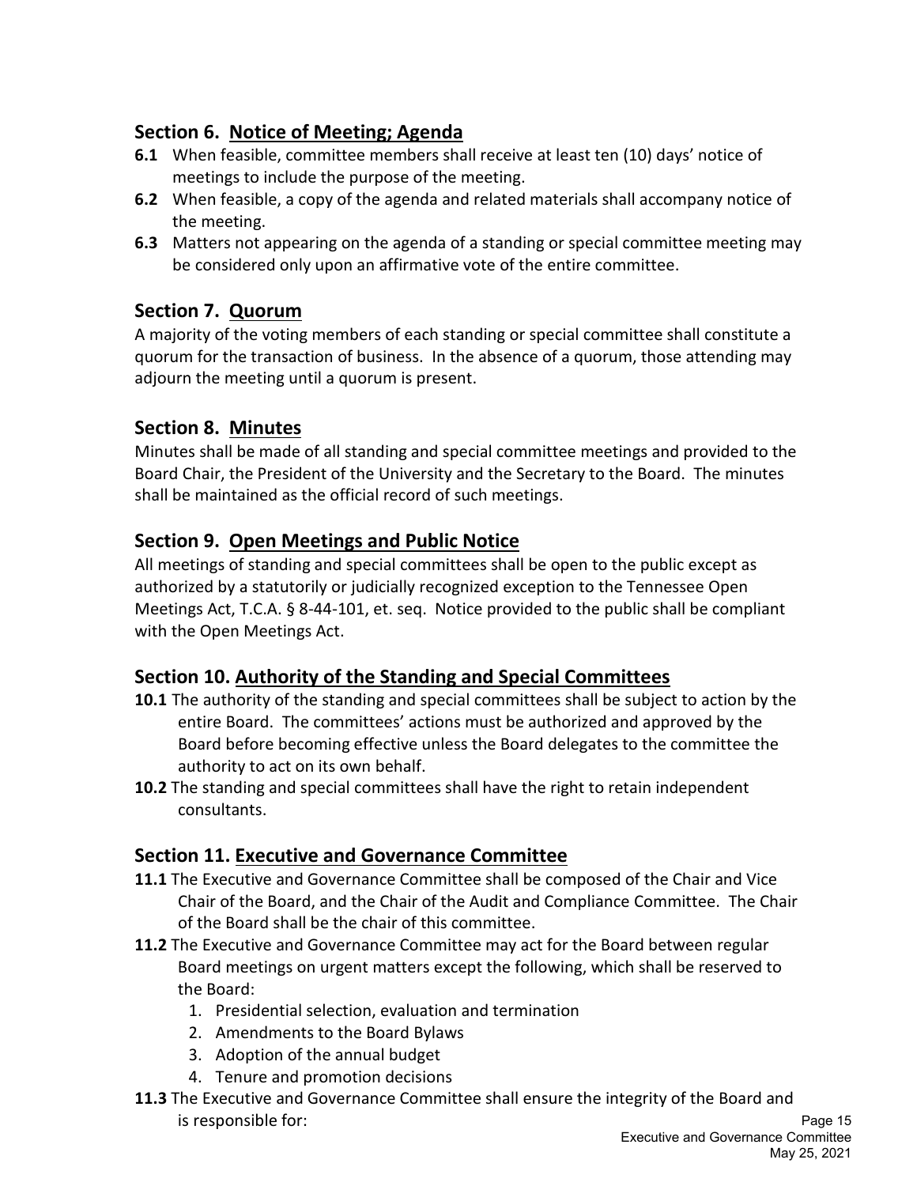## Section 6. Notice of Meeting; Agenda

**6.1** When feasible, committee members shall receive at least ten (10) days' notice of meetings to include the purpose of the meeting.

**6.2** When feasible, a copy of the agenda and related materials shall accompany notice of the meeting.

**6.3** Matters not appearing on the agenda of a standing or special committee meeting may be considered only upon an affirmative vote of the entire committee.

## Section 7. Quorum

A majority of the voting members of each standing or special committee shall constitute a quorum for the transaction of business. In the absence of a quorum, those attending may adjourn the meeting until a quorum is present.

## Section 8. Minutes

Minutes shall be made of all standing and special committee meetings and provided to the Board Chair, the President of the University and the Secretary to the Board. The minutes shall be maintained as the official record of such meetings.

## Section 9. Open Meetings and Public Notice

All meetings of standing and special committees shall be open to the public except as authorized by a statutorily or judicially recognized exception to the Tennessee Open Meetings Act, T.C.A. § 8-44-101, et. seq. Notice provided to the public shall be compliant with the Open Meetings Act.

## Section 10. Authority of the Standing and Special Committees

**10.1** The authority of the standing and special committees shall be subject to action by the entire Board. The committees' actions must be authorized and approved by the Board before becoming effective unless the Board delegates to the committee the authority to act on its own behalf.

**10.2** The standing and special committees shall have the right to retain independent consultants.

## Section 11. Executive and Governance Committee

**11.1** The Executive and Governance Committee shall be composed of the Chair and Vice Chair of the Board, and the Chair of the Audit and Compliance Committee. The Chair of the Board shall be the chair of this committee.

**11.2** The Executive and Governance Committee may act for the Board between regular Board meetings on urgent matters except the following, which shall be reserved to the Board:

1. Presidential selection, evaluation and termination
2. Amendments to the Board Bylaws
3. Adoption of the annual budget
4. Tenure and promotion decisions

**11.3** The Executive and Governance Committee shall ensure the integrity of the Board and is responsible for: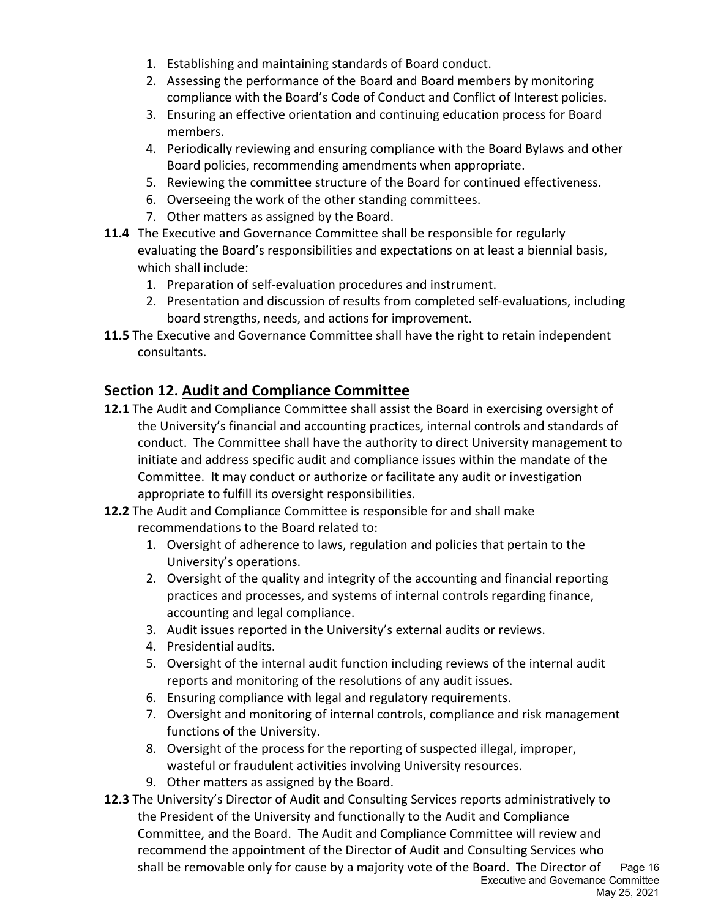1. Establishing and maintaining standards of Board conduct.
2. Assessing the performance of the Board and Board members by monitoring compliance with the Board's Code of Conduct and Conflict of Interest policies.
3. Ensuring an effective orientation and continuing education process for Board members.
4. Periodically reviewing and ensuring compliance with the Board Bylaws and other Board policies, recommending amendments when appropriate.
5. Reviewing the committee structure of the Board for continued effectiveness.
6. Overseeing the work of the other standing committees.
7. Other matters as assigned by the Board.

**11.4** The Executive and Governance Committee shall be responsible for regularly evaluating the Board's responsibilities and expectations on at least a biennial basis, which shall include:

1. Preparation of self-evaluation procedures and instrument.
2. Presentation and discussion of results from completed self-evaluations, including board strengths, needs, and actions for improvement.

**11.5** The Executive and Governance Committee shall have the right to retain independent consultants.

## Section 12. Audit and Compliance Committee

**12.1** The Audit and Compliance Committee shall assist the Board in exercising oversight of the University's financial and accounting practices, internal controls and standards of conduct. The Committee shall have the authority to direct University management to initiate and address specific audit and compliance issues within the mandate of the Committee. It may conduct or authorize or facilitate any audit or investigation appropriate to fulfill its oversight responsibilities.

**12.2** The Audit and Compliance Committee is responsible for and shall make recommendations to the Board related to:

1. Oversight of adherence to laws, regulation and policies that pertain to the University's operations.
2. Oversight of the quality and integrity of the accounting and financial reporting practices and processes, and systems of internal controls regarding finance, accounting and legal compliance.
3. Audit issues reported in the University's external audits or reviews.
4. Presidential audits.
5. Oversight of the internal audit function including reviews of the internal audit reports and monitoring of the resolutions of any audit issues.
6. Ensuring compliance with legal and regulatory requirements.
7. Oversight and monitoring of internal controls, compliance and risk management functions of the University.
8. Oversight of the process for the reporting of suspected illegal, improper, wasteful or fraudulent activities involving University resources.
9. Other matters as assigned by the Board.

**12.3** The University's Director of Audit and Consulting Services reports administratively to the President of the University and functionally to the Audit and Compliance Committee, and the Board. The Audit and Compliance Committee will review and recommend the appointment of the Director of Audit and Consulting Services who shall be removable only for cause by a majority vote of the Board. The Director of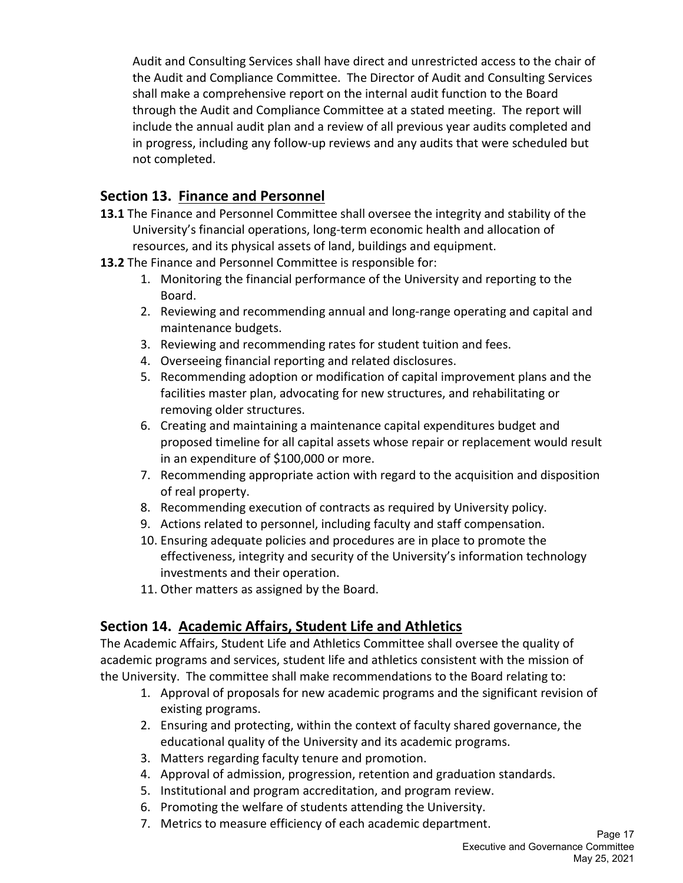Audit and Consulting Services shall have direct and unrestricted access to the chair of the Audit and Compliance Committee. The Director of Audit and Consulting Services shall make a comprehensive report on the internal audit function to the Board through the Audit and Compliance Committee at a stated meeting. The report will include the annual audit plan and a review of all previous year audits completed and in progress, including any follow-up reviews and any audits that were scheduled but not completed.

## Section 13. Finance and Personnel

**13.1** The Finance and Personnel Committee shall oversee the integrity and stability of the University's financial operations, long-term economic health and allocation of resources, and its physical assets of land, buildings and equipment.

**13.2** The Finance and Personnel Committee is responsible for:

1. Monitoring the financial performance of the University and reporting to the Board.
2. Reviewing and recommending annual and long-range operating and capital and maintenance budgets.
3. Reviewing and recommending rates for student tuition and fees.
4. Overseeing financial reporting and related disclosures.
5. Recommending adoption or modification of capital improvement plans and the facilities master plan, advocating for new structures, and rehabilitating or removing older structures.
6. Creating and maintaining a maintenance capital expenditures budget and proposed timeline for all capital assets whose repair or replacement would result in an expenditure of $100,000 or more.
7. Recommending appropriate action with regard to the acquisition and disposition of real property.
8. Recommending execution of contracts as required by University policy.
9. Actions related to personnel, including faculty and staff compensation.
10. Ensuring adequate policies and procedures are in place to promote the effectiveness, integrity and security of the University's information technology investments and their operation.
11. Other matters as assigned by the Board.

## Section 14. Academic Affairs, Student Life and Athletics

The Academic Affairs, Student Life and Athletics Committee shall oversee the quality of academic programs and services, student life and athletics consistent with the mission of the University. The committee shall make recommendations to the Board relating to:

1. Approval of proposals for new academic programs and the significant revision of existing programs.
2. Ensuring and protecting, within the context of faculty shared governance, the educational quality of the University and its academic programs.
3. Matters regarding faculty tenure and promotion.
4. Approval of admission, progression, retention and graduation standards.
5. Institutional and program accreditation, and program review.
6. Promoting the welfare of students attending the University.
7. Metrics to measure efficiency of each academic department.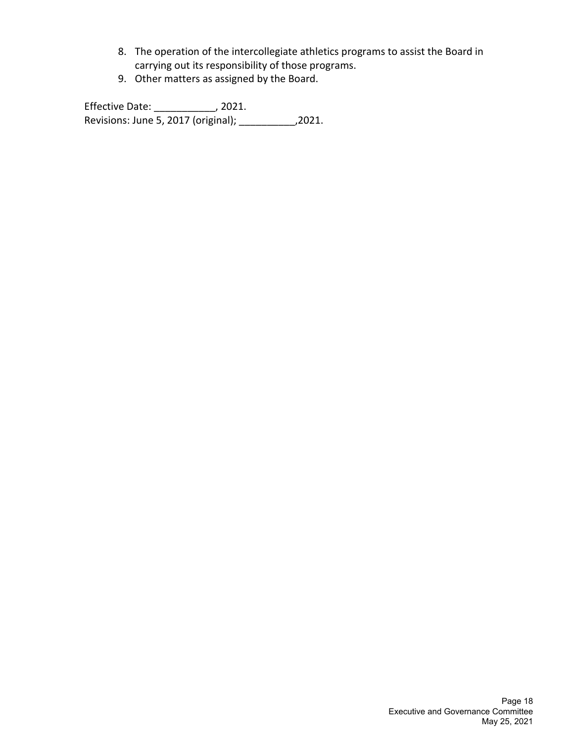8. The operation of the intercollegiate athletics programs to assist the Board in carrying out its responsibility of those programs.
9. Other matters as assigned by the Board.

Effective Date: ___________, 2021.
Revisions: June 5, 2017 (original); __________,2021.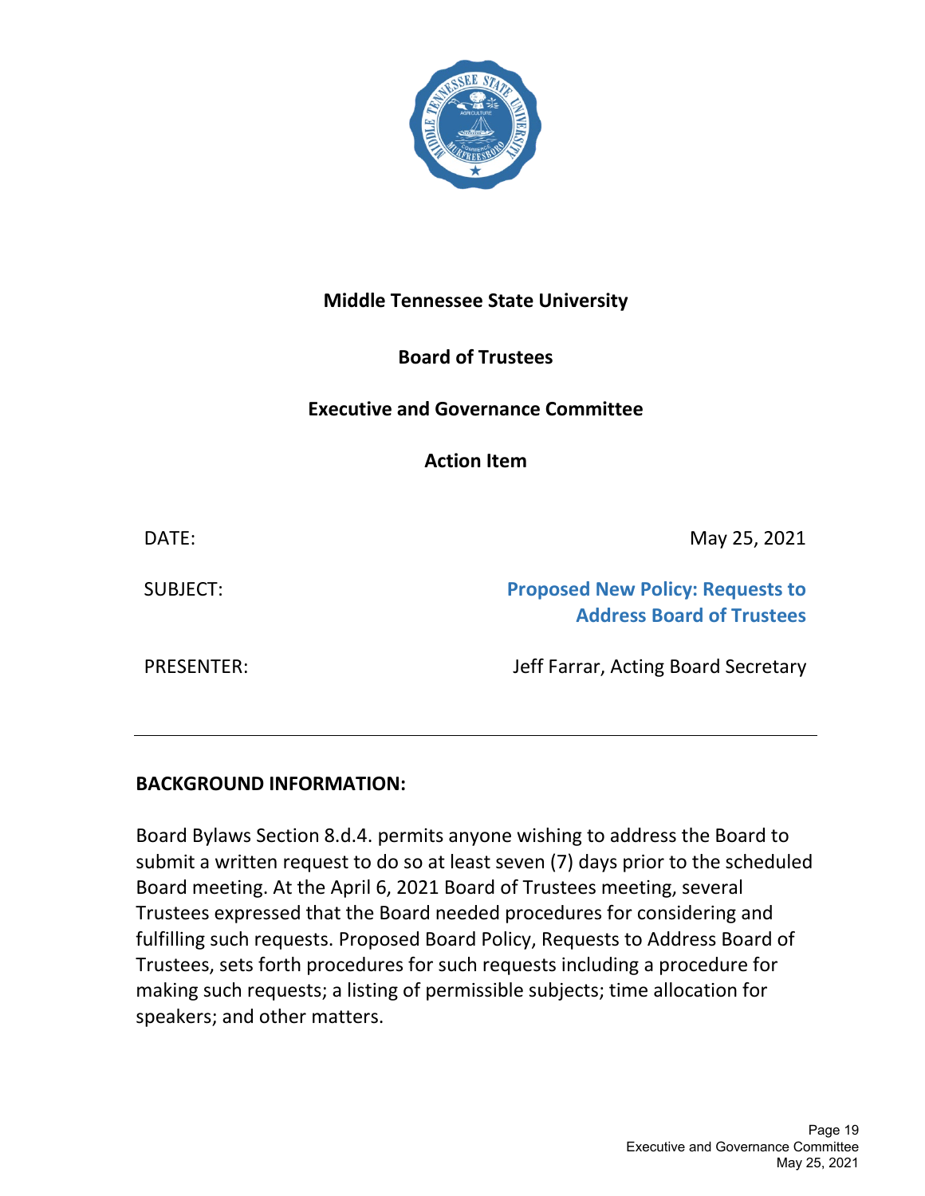**Middle Tennessee State University**

**Board of Trustees**

**Executive and Governance Committee**

**Action Item**

| | |
|---|---|
| DATE: | May 25, 2021 |
| SUBJECT: | **Proposed New Policy: Requests to Address Board of Trustees** |
| PRESENTER: | Jeff Farrar, Acting Board Secretary |

---

**BACKGROUND INFORMATION:**

Board Bylaws Section 8.d.4. permits anyone wishing to address the Board to submit a written request to do so at least seven (7) days prior to the scheduled Board meeting. At the April 6, 2021 Board of Trustees meeting, several Trustees expressed that the Board needed procedures for considering and fulfilling such requests. Proposed Board Policy, Requests to Address Board of Trustees, sets forth procedures for such requests including a procedure for making such requests; a listing of permissible subjects; time allocation for speakers; and other matters.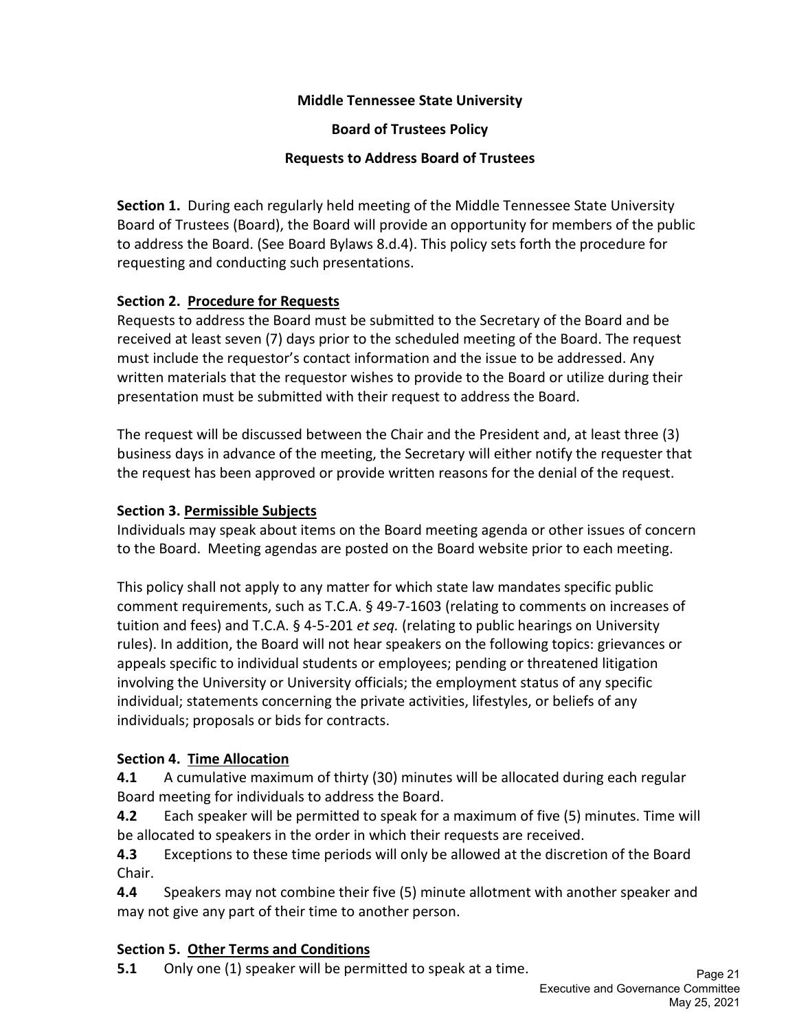**Middle Tennessee State University**

**Board of Trustees Policy**

**Requests to Address Board of Trustees**

**Section 1.** During each regularly held meeting of the Middle Tennessee State University Board of Trustees (Board), the Board will provide an opportunity for members of the public to address the Board. (See Board Bylaws 8.d.4). This policy sets forth the procedure for requesting and conducting such presentations.

**Section 2. <u>Procedure for Requests</u>**
Requests to address the Board must be submitted to the Secretary of the Board and be received at least seven (7) days prior to the scheduled meeting of the Board. The request must include the requestor's contact information and the issue to be addressed. Any written materials that the requestor wishes to provide to the Board or utilize during their presentation must be submitted with their request to address the Board.

The request will be discussed between the Chair and the President and, at least three (3) business days in advance of the meeting, the Secretary will either notify the requester that the request has been approved or provide written reasons for the denial of the request.

**Section 3. <u>Permissible Subjects</u>**
Individuals may speak about items on the Board meeting agenda or other issues of concern to the Board. Meeting agendas are posted on the Board website prior to each meeting.

This policy shall not apply to any matter for which state law mandates specific public comment requirements, such as T.C.A. § 49-7-1603 (relating to comments on increases of tuition and fees) and T.C.A. § 4-5-201 *et seq.* (relating to public hearings on University rules). In addition, the Board will not hear speakers on the following topics: grievances or appeals specific to individual students or employees; pending or threatened litigation involving the University or University officials; the employment status of any specific individual; statements concerning the private activities, lifestyles, or beliefs of any individuals; proposals or bids for contracts.

**Section 4. <u>Time Allocation</u>**

**4.1** A cumulative maximum of thirty (30) minutes will be allocated during each regular Board meeting for individuals to address the Board.

**4.2** Each speaker will be permitted to speak for a maximum of five (5) minutes. Time will be allocated to speakers in the order in which their requests are received.

**4.3** Exceptions to these time periods will only be allowed at the discretion of the Board Chair.

**4.4** Speakers may not combine their five (5) minute allotment with another speaker and may not give any part of their time to another person.

**Section 5. <u>Other Terms and Conditions</u>**

**5.1** Only one (1) speaker will be permitted to speak at a time.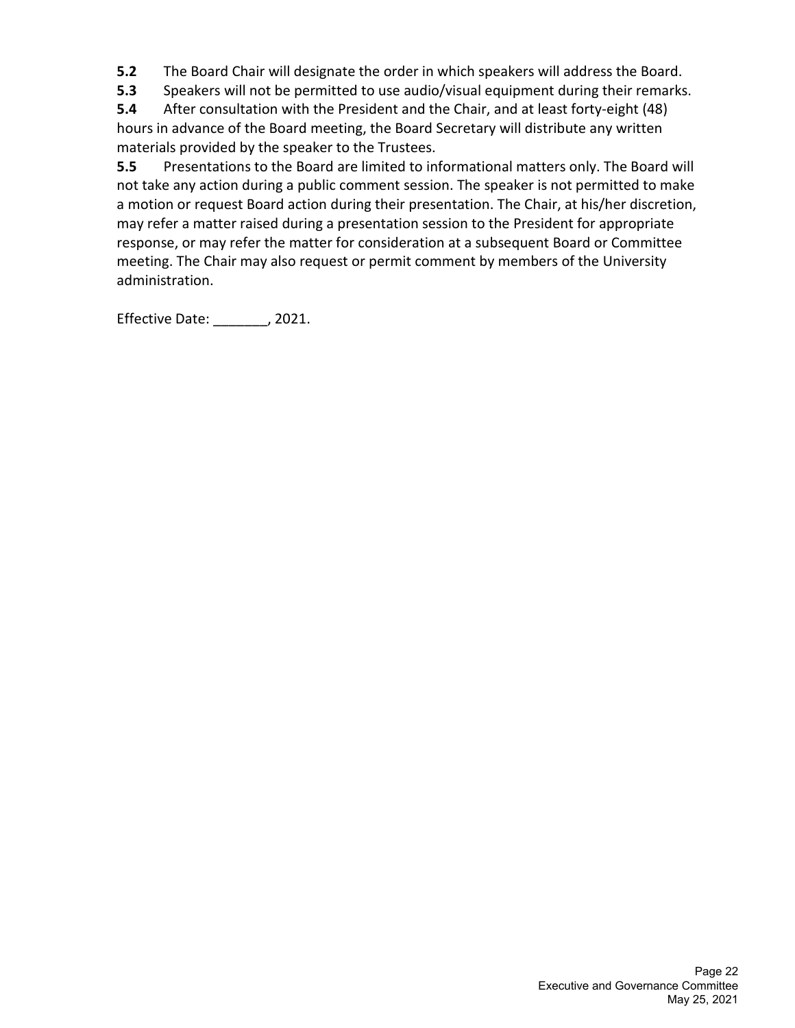**5.2** The Board Chair will designate the order in which speakers will address the Board.

**5.3** Speakers will not be permitted to use audio/visual equipment during their remarks.

**5.4** After consultation with the President and the Chair, and at least forty-eight (48) hours in advance of the Board meeting, the Board Secretary will distribute any written materials provided by the speaker to the Trustees.

**5.5** Presentations to the Board are limited to informational matters only. The Board will not take any action during a public comment session. The speaker is not permitted to make a motion or request Board action during their presentation. The Chair, at his/her discretion, may refer a matter raised during a presentation session to the President for appropriate response, or may refer the matter for consideration at a subsequent Board or Committee meeting. The Chair may also request or permit comment by members of the University administration.

Effective Date: _______, 2021.